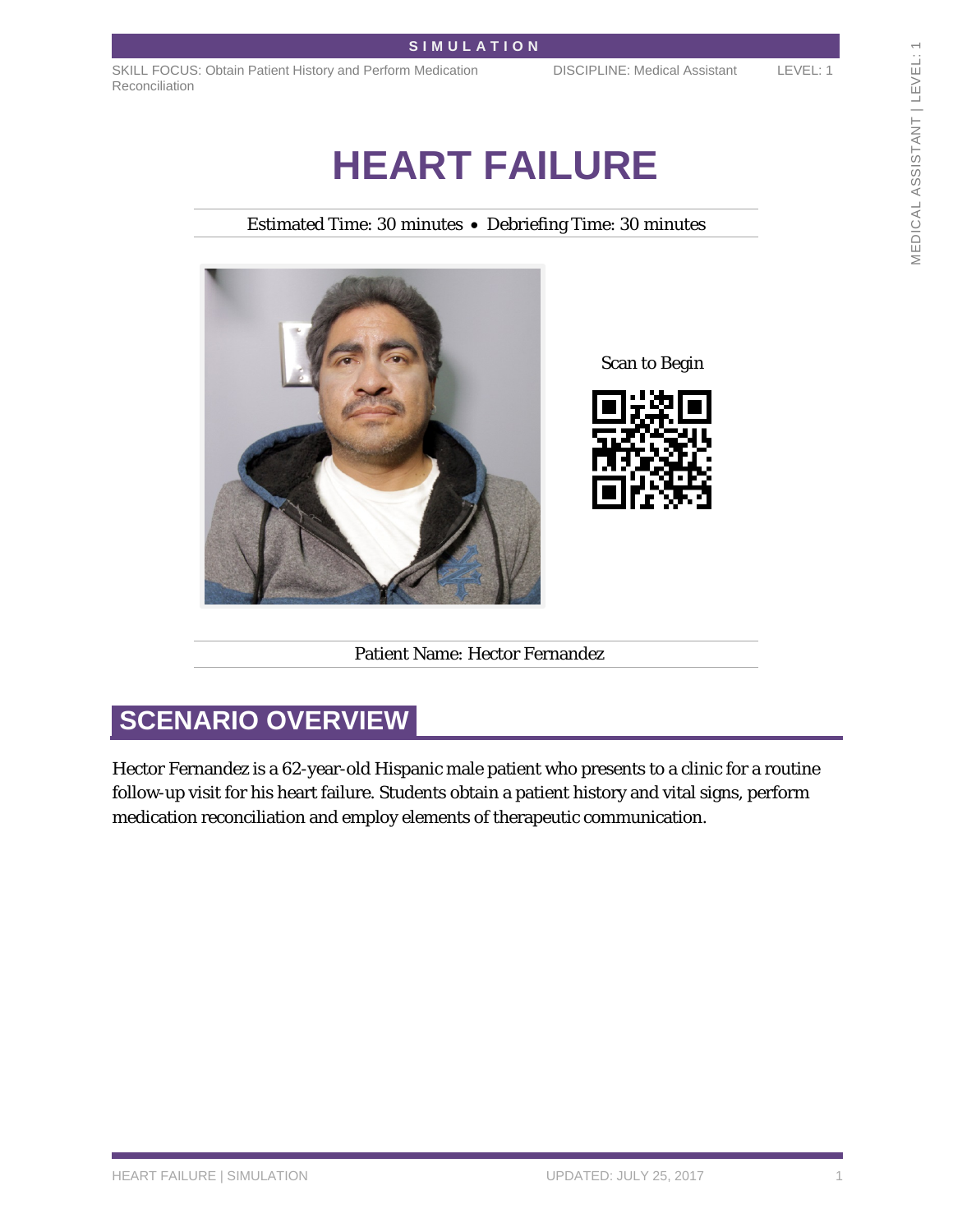SIMULATION

SKILL FOCUS: Obtain Patient History and Perform Medication Reconciliation

DISCIPLINE: Medical Assistant

LEVEL: 1

# HEART FAILURE

Estimated Time: 30 minutes • Debriefing Time: 30 minutes

Scan to Begin

Patient Name: Hector Fernandez

## SCENARIO OVERVIEW

Hector Fernandez is a 62-year-old Hispanic male patient who presents to a clinic for a routine follow-up visit for his heart failure. Students obtain a patient history and vital signs, perform medication reconciliation and employ elements of therapeutic communication.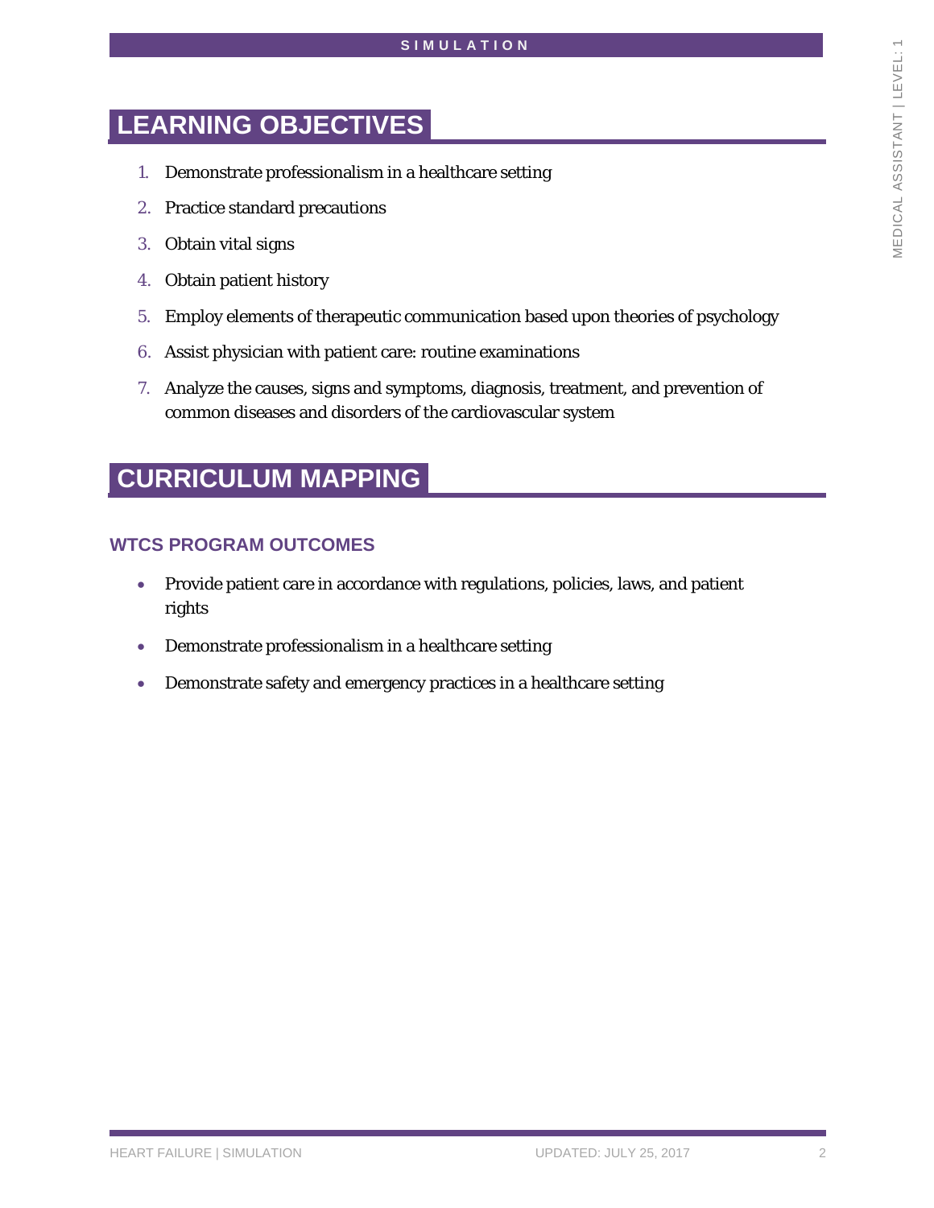# LEARNING OBJECTIVES

1. Demonstrate professionalism in a healthcare setting
2. Practice standard precautions
3. Obtain vital signs
4. Obtain patient history
5. Employ elements of therapeutic communication based upon theories of psychology
6. Assist physician with patient care: routine examinations
7. Analyze the causes, signs and symptoms, diagnosis, treatment, and prevention of common diseases and disorders of the cardiovascular system

# CURRICULUM MAPPING

### WTCS PROGRAM OUTCOMES

- Provide patient care in accordance with regulations, policies, laws, and patient rights
- Demonstrate professionalism in a healthcare setting
- Demonstrate safety and emergency practices in a healthcare setting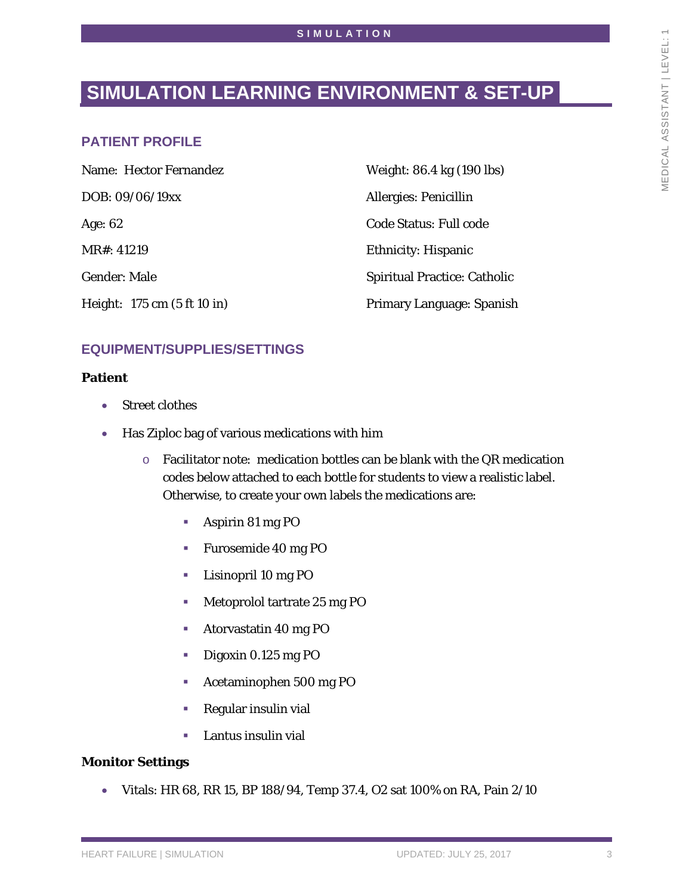# SIMULATION LEARNING ENVIRONMENT & SET-UP

## PATIENT PROFILE

Name: Hector Fernandez

DOB: 09/06/19xx

Age: 62

MR#: 41219

Gender: Male

Height: 175 cm (5 ft 10 in)

Weight: 86.4 kg (190 lbs)

Allergies: Penicillin

Code Status: Full code

Ethnicity: Hispanic

Spiritual Practice: Catholic

Primary Language: Spanish

## EQUIPMENT/SUPPLIES/SETTINGS

**Patient**

- Street clothes
- Has Ziploc bag of various medications with him
  - Facilitator note: medication bottles can be blank with the QR medication codes below attached to each bottle for students to view a realistic label. Otherwise, to create your own labels the medications are:
    - Aspirin 81 mg PO
    - Furosemide 40 mg PO
    - Lisinopril 10 mg PO
    - Metoprolol tartrate 25 mg PO
    - Atorvastatin 40 mg PO
    - Digoxin 0.125 mg PO
    - Acetaminophen 500 mg PO
    - Regular insulin vial
    - Lantus insulin vial

**Monitor Settings**

- Vitals: HR 68, RR 15, BP 188/94, Temp 37.4, O2 sat 100% on RA, Pain 2/10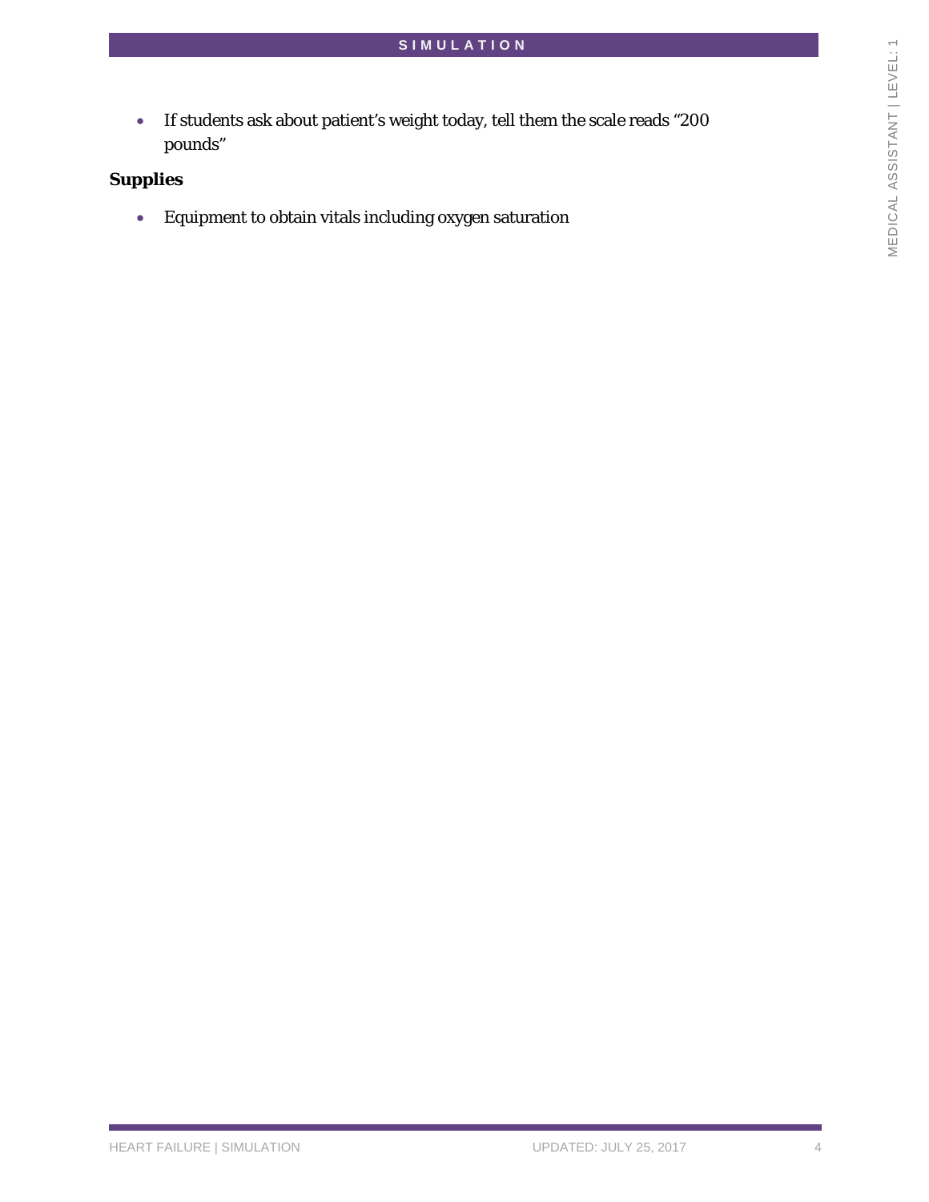- If students ask about patient's weight today, tell them the scale reads "200 pounds"

**Supplies**

- Equipment to obtain vitals including oxygen saturation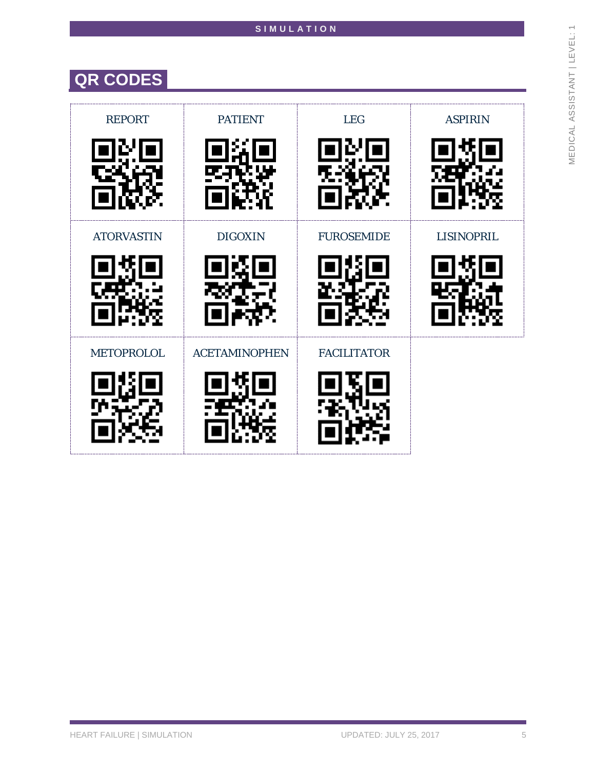# QR CODES

| REPORT | PATIENT | LEG | ASPIRIN |
| --- | --- | --- | --- |
| ATORVASTIN | DIGOXIN | FUROSEMIDE | LISINOPRIL |
| METOPROLOL | ACETAMINOPHEN | FACILITATOR | |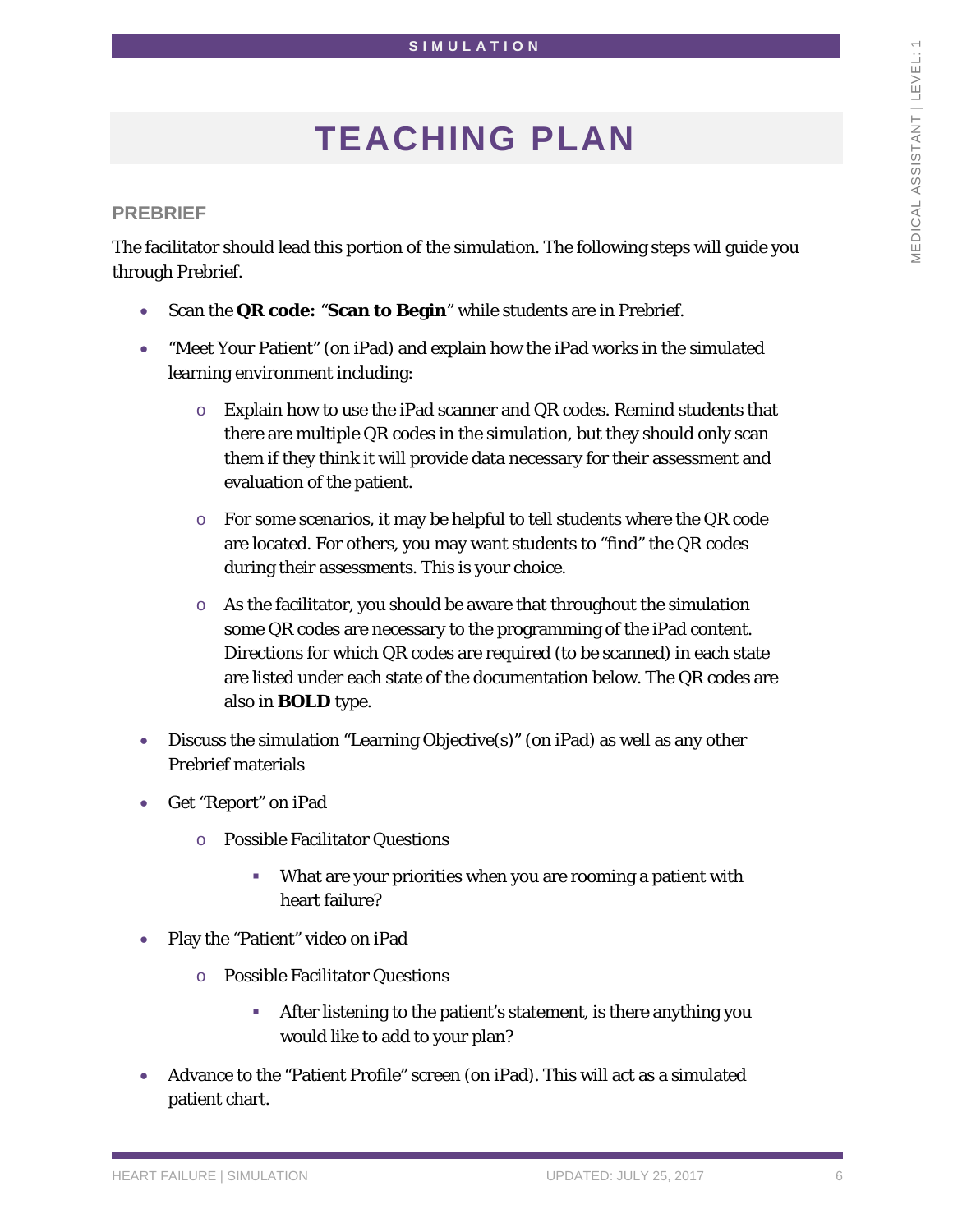# TEACHING PLAN

## PREBRIEF

The facilitator should lead this portion of the simulation. The following steps will guide you through Prebrief.

- Scan the **QR code:** "**Scan to Begin**" while students are in Prebrief.
- "Meet Your Patient" (on iPad) and explain how the iPad works in the simulated learning environment including:
  - Explain how to use the iPad scanner and QR codes. Remind students that there are multiple QR codes in the simulation, but they should only scan them if they think it will provide data necessary for their assessment and evaluation of the patient.
  - For some scenarios, it may be helpful to tell students where the QR code are located. For others, you may want students to "find" the QR codes during their assessments. This is your choice.
  - As the facilitator, you should be aware that throughout the simulation some QR codes are necessary to the programming of the iPad content. Directions for which QR codes are required (to be scanned) in each state are listed under each state of the documentation below. The QR codes are also in **BOLD** type.
- Discuss the simulation "Learning Objective(s)" (on iPad) as well as any other Prebrief materials
- Get "Report" on iPad
  - Possible Facilitator Questions
    - What are your priorities when you are rooming a patient with heart failure?
- Play the "Patient" video on iPad
  - Possible Facilitator Questions
    - After listening to the patient's statement, is there anything you would like to add to your plan?
- Advance to the "Patient Profile" screen (on iPad). This will act as a simulated patient chart.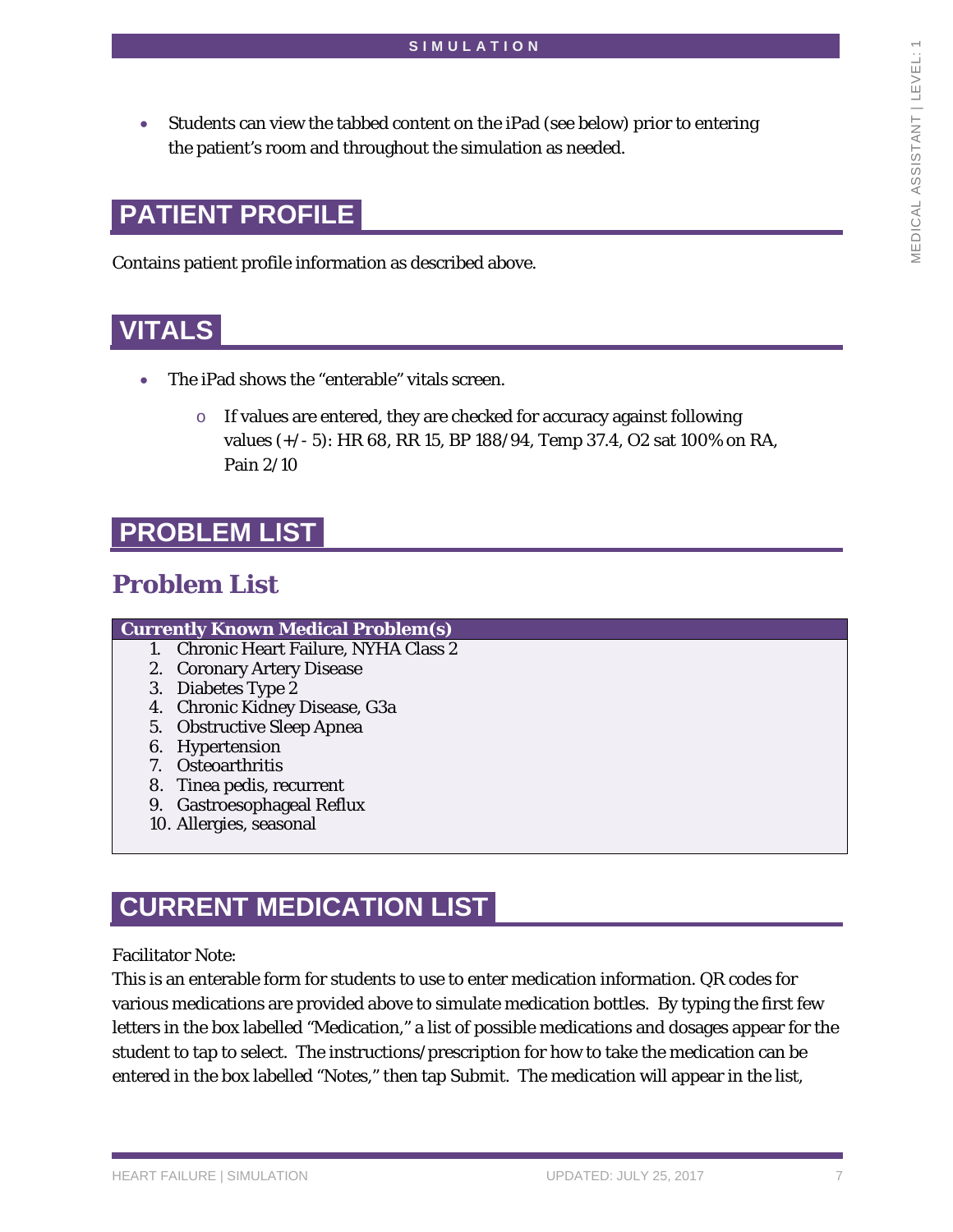- Students can view the tabbed content on the iPad (see below) prior to entering the patient's room and throughout the simulation as needed.

# PATIENT PROFILE

Contains patient profile information as described above.

# VITALS

- The iPad shows the "enterable" vitals screen.
  - If values are entered, they are checked for accuracy against following values (+/- 5): HR 68, RR 15, BP 188/94, Temp 37.4, O2 sat 100% on RA, Pain 2/10

# PROBLEM LIST

## Problem List

| Currently Known Medical Problem(s) |
|---|
| 1. Chronic Heart Failure, NYHA Class 2<br>2. Coronary Artery Disease<br>3. Diabetes Type 2<br>4. Chronic Kidney Disease, G3a<br>5. Obstructive Sleep Apnea<br>6. Hypertension<br>7. Osteoarthritis<br>8. Tinea pedis, recurrent<br>9. Gastroesophageal Reflux<br>10. Allergies, seasonal |

# CURRENT MEDICATION LIST

Facilitator Note:

This is an enterable form for students to use to enter medication information. QR codes for various medications are provided above to simulate medication bottles. By typing the first few letters in the box labelled "Medication," a list of possible medications and dosages appear for the student to tap to select. The instructions/prescription for how to take the medication can be entered in the box labelled "Notes," then tap Submit. The medication will appear in the list,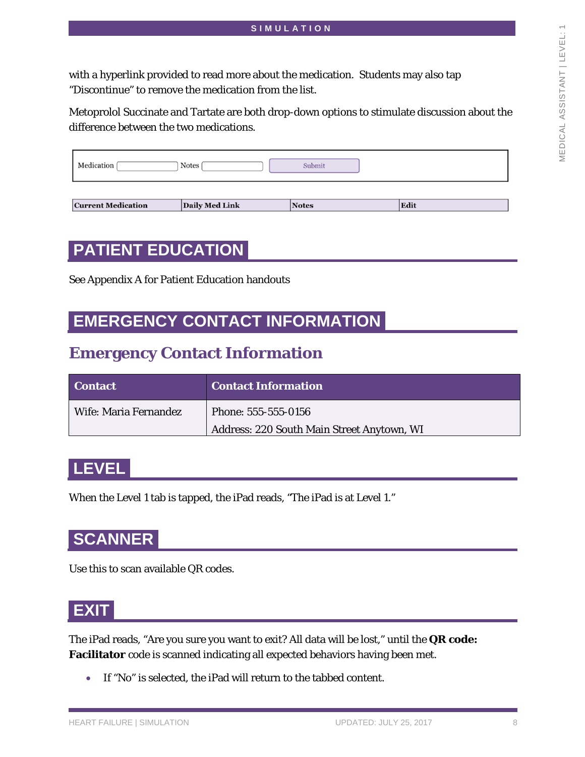with a hyperlink provided to read more about the medication. Students may also tap "Discontinue" to remove the medication from the list.

Metoprolol Succinate and Tartate are both drop-down options to stimulate discussion about the difference between the two medications.

| Medication | Notes | Submit |
|---|---|---|

| Current Medication | Daily Med Link | Notes | Edit |
|---|---|---|---|

# PATIENT EDUCATION

See Appendix A for Patient Education handouts

# EMERGENCY CONTACT INFORMATION

## Emergency Contact Information

| Contact | Contact Information |
|---|---|
| Wife: Maria Fernandez | Phone: 555-555-0156<br>Address: 220 South Main Street Anytown, WI |

# LEVEL

When the Level 1 tab is tapped, the iPad reads, "The iPad is at Level 1."

# SCANNER

Use this to scan available QR codes.

# EXIT

The iPad reads, "Are you sure you want to exit? All data will be lost," until the **QR code: Facilitator** code is scanned indicating all expected behaviors having been met.

- If "No" is selected, the iPad will return to the tabbed content.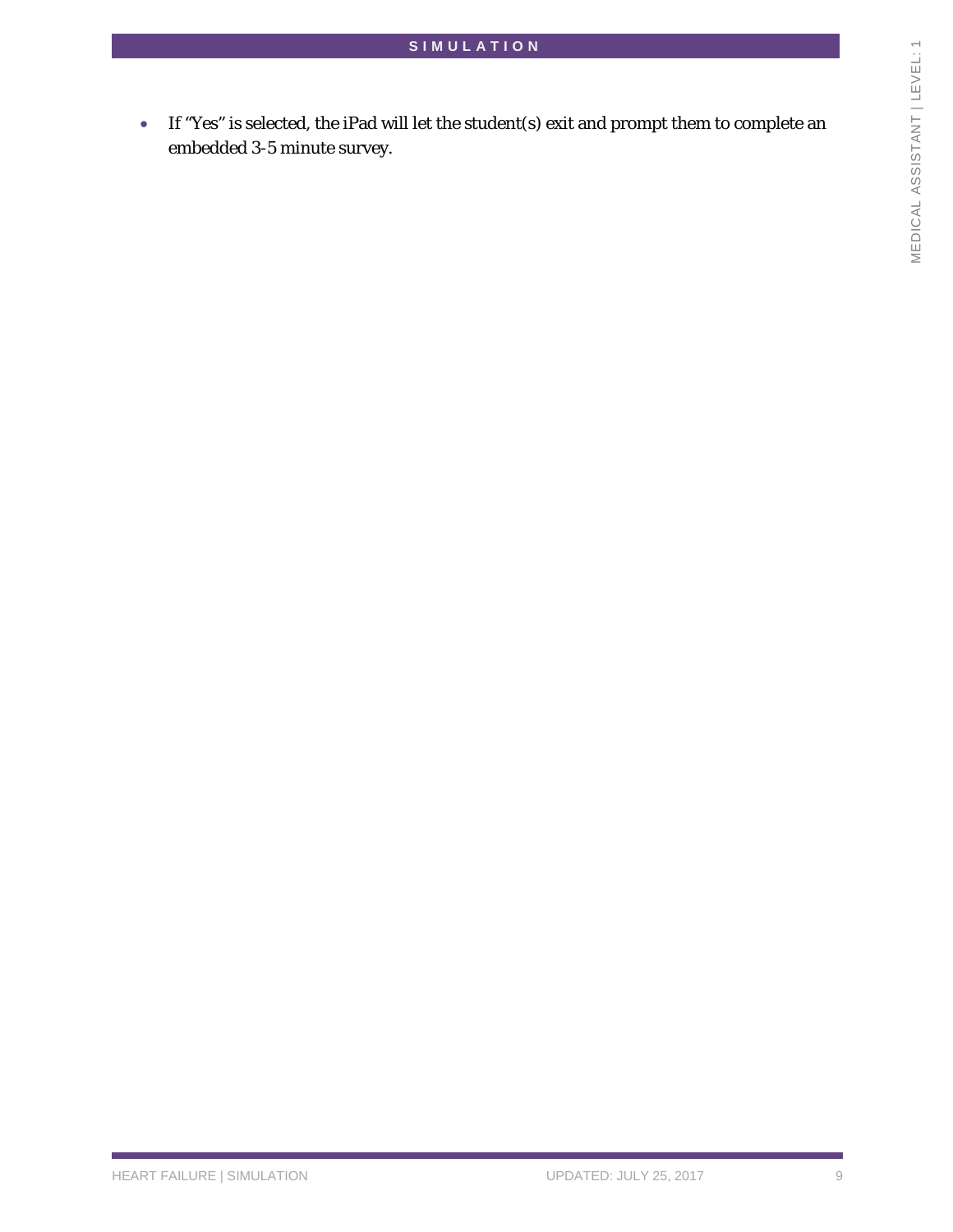- If "Yes" is selected, the iPad will let the student(s) exit and prompt them to complete an embedded 3-5 minute survey.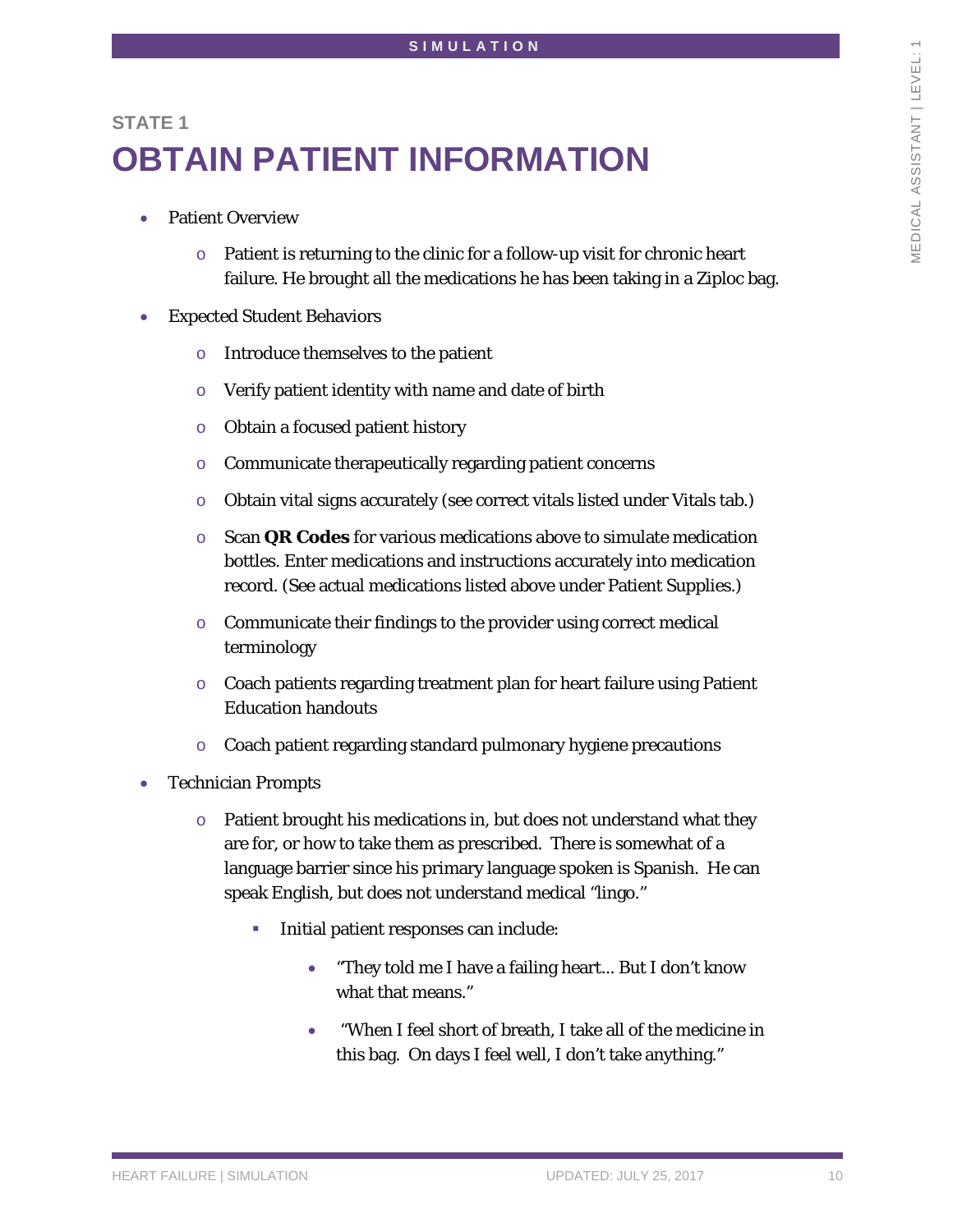## STATE 1

# OBTAIN PATIENT INFORMATION

- Patient Overview
  - Patient is returning to the clinic for a follow-up visit for chronic heart failure. He brought all the medications he has been taking in a Ziploc bag.
- Expected Student Behaviors
  - Introduce themselves to the patient
  - Verify patient identity with name and date of birth
  - Obtain a focused patient history
  - Communicate therapeutically regarding patient concerns
  - Obtain vital signs accurately (see correct vitals listed under Vitals tab.)
  - Scan **QR Codes** for various medications above to simulate medication bottles. Enter medications and instructions accurately into medication record. (See actual medications listed above under Patient Supplies.)
  - Communicate their findings to the provider using correct medical terminology
  - Coach patients regarding treatment plan for heart failure using Patient Education handouts
  - Coach patient regarding standard pulmonary hygiene precautions
- Technician Prompts
  - Patient brought his medications in, but does not understand what they are for, or how to take them as prescribed. There is somewhat of a language barrier since his primary language spoken is Spanish. He can speak English, but does not understand medical "lingo."
    - Initial patient responses can include:
      - "They told me I have a failing heart… But I don't know what that means."
      - "When I feel short of breath, I take all of the medicine in this bag. On days I feel well, I don't take anything."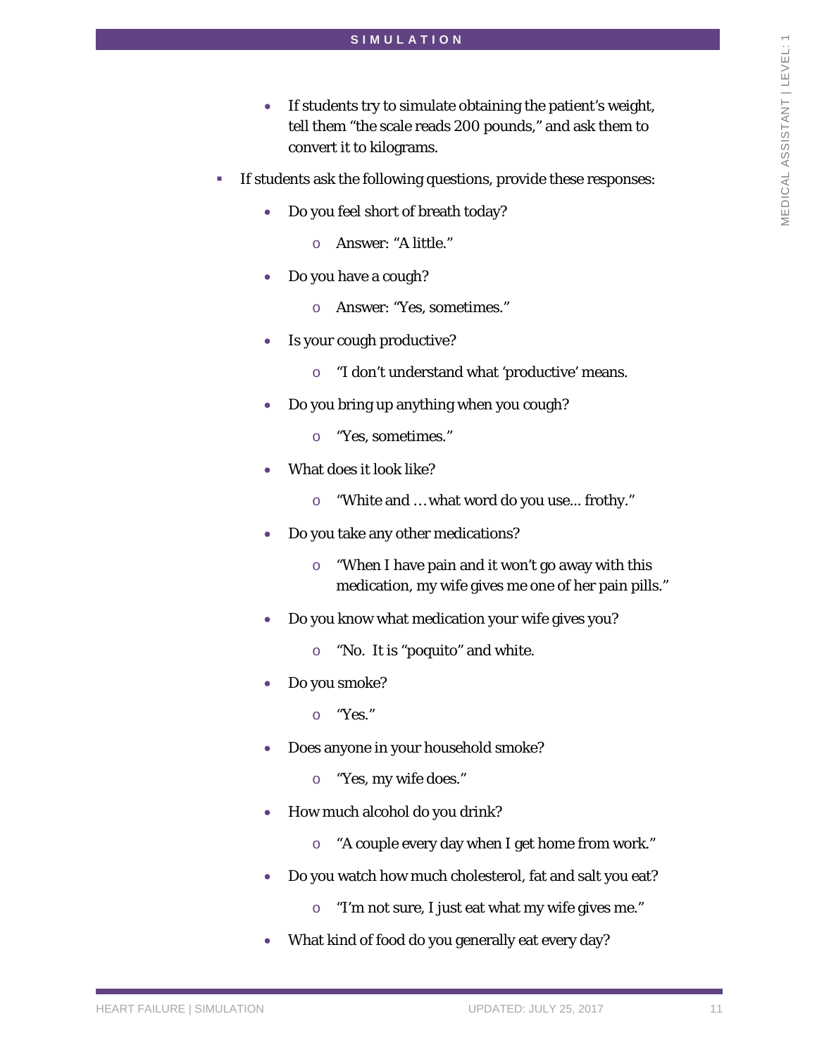- If students try to simulate obtaining the patient's weight, tell them "the scale reads 200 pounds," and ask them to convert it to kilograms.

- If students ask the following questions, provide these responses:
  - Do you feel short of breath today?
    - Answer: "A little."
  - Do you have a cough?
    - Answer: "Yes, sometimes."
  - Is your cough productive?
    - "I don't understand what 'productive' means.
  - Do you bring up anything when you cough?
    - "Yes, sometimes."
  - What does it look like?
    - "White and … what word do you use... frothy."
  - Do you take any other medications?
    - "When I have pain and it won't go away with this medication, my wife gives me one of her pain pills."
  - Do you know what medication your wife gives you?
    - "No. It is "poquito" and white.
  - Do you smoke?
    - "Yes."
  - Does anyone in your household smoke?
    - "Yes, my wife does."
  - How much alcohol do you drink?
    - "A couple every day when I get home from work."
  - Do you watch how much cholesterol, fat and salt you eat?
    - "I'm not sure, I just eat what my wife gives me."
  - What kind of food do you generally eat every day?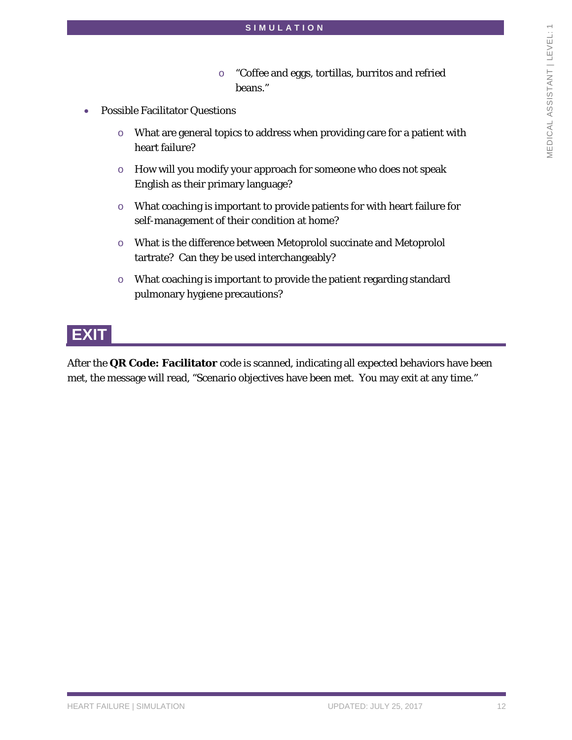- "Coffee and eggs, tortillas, burritos and refried beans."

- Possible Facilitator Questions
    - What are general topics to address when providing care for a patient with heart failure?
    - How will you modify your approach for someone who does not speak English as their primary language?
    - What coaching is important to provide patients for with heart failure for self-management of their condition at home?
    - What is the difference between Metoprolol succinate and Metoprolol tartrate? Can they be used interchangeably?
    - What coaching is important to provide the patient regarding standard pulmonary hygiene precautions?

## EXIT

After the **QR Code: Facilitator** code is scanned, indicating all expected behaviors have been met, the message will read, "Scenario objectives have been met. You may exit at any time."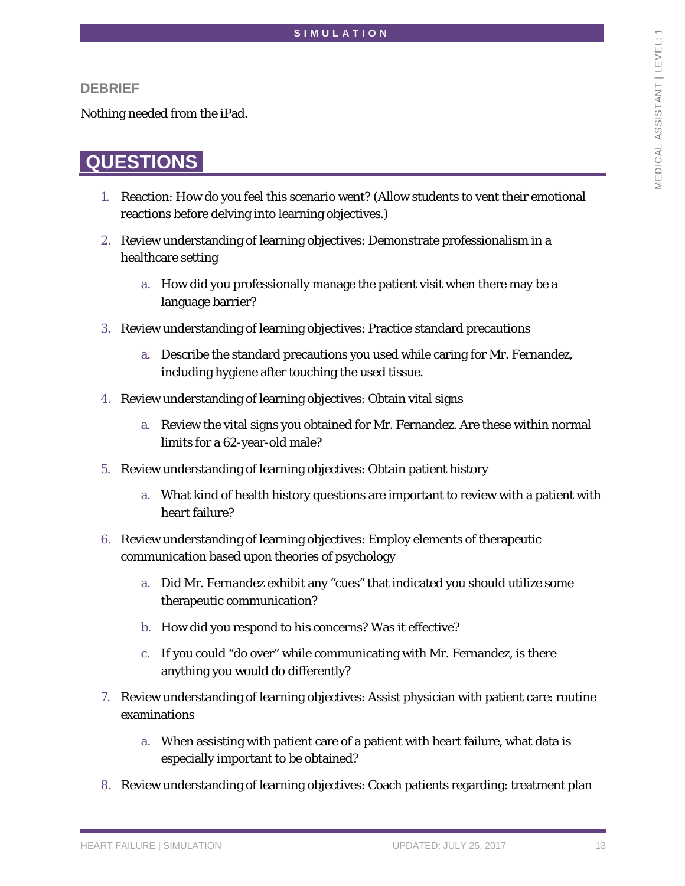### DEBRIEF

Nothing needed from the iPad.

## QUESTIONS

1. Reaction: How do you feel this scenario went? (Allow students to vent their emotional reactions before delving into learning objectives.)
2. Review understanding of learning objectives: Demonstrate professionalism in a healthcare setting
   a. How did you professionally manage the patient visit when there may be a language barrier?
3. Review understanding of learning objectives: Practice standard precautions
   a. Describe the standard precautions you used while caring for Mr. Fernandez, including hygiene after touching the used tissue.
4. Review understanding of learning objectives: Obtain vital signs
   a. Review the vital signs you obtained for Mr. Fernandez. Are these within normal limits for a 62-year-old male?
5. Review understanding of learning objectives: Obtain patient history
   a. What kind of health history questions are important to review with a patient with heart failure?
6. Review understanding of learning objectives: Employ elements of therapeutic communication based upon theories of psychology
   a. Did Mr. Fernandez exhibit any "cues" that indicated you should utilize some therapeutic communication?
   b. How did you respond to his concerns? Was it effective?
   c. If you could "do over" while communicating with Mr. Fernandez, is there anything you would do differently?
7. Review understanding of learning objectives: Assist physician with patient care: routine examinations
   a. When assisting with patient care of a patient with heart failure, what data is especially important to be obtained?
8. Review understanding of learning objectives: Coach patients regarding: treatment plan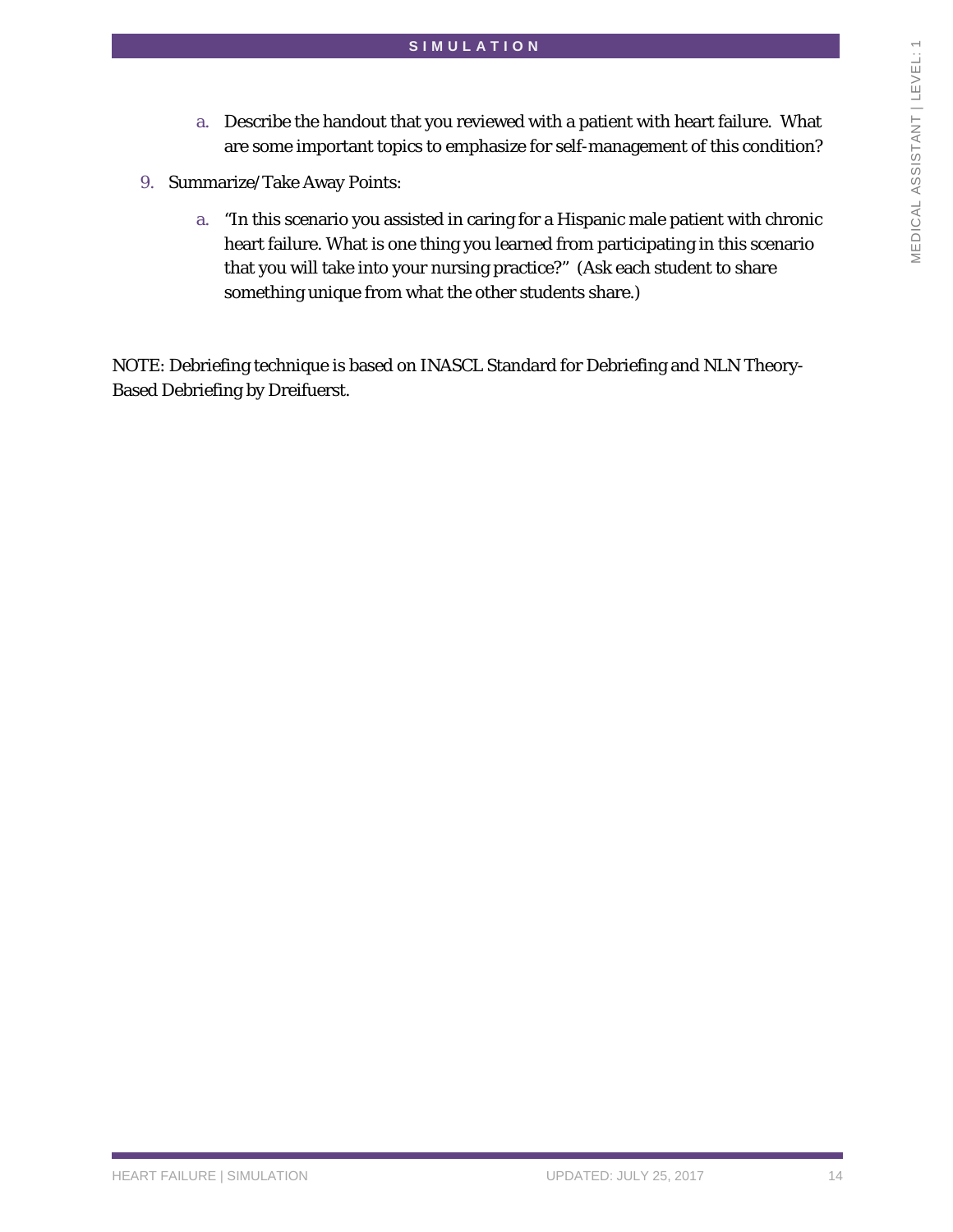a. Describe the handout that you reviewed with a patient with heart failure. What are some important topics to emphasize for self-management of this condition?

9. Summarize/Take Away Points:

   a. "In this scenario you assisted in caring for a Hispanic male patient with chronic heart failure. What is one thing you learned from participating in this scenario that you will take into your nursing practice?" (Ask each student to share something unique from what the other students share.)

NOTE: Debriefing technique is based on INASCL Standard for Debriefing and NLN Theory-Based Debriefing by Dreifuerst.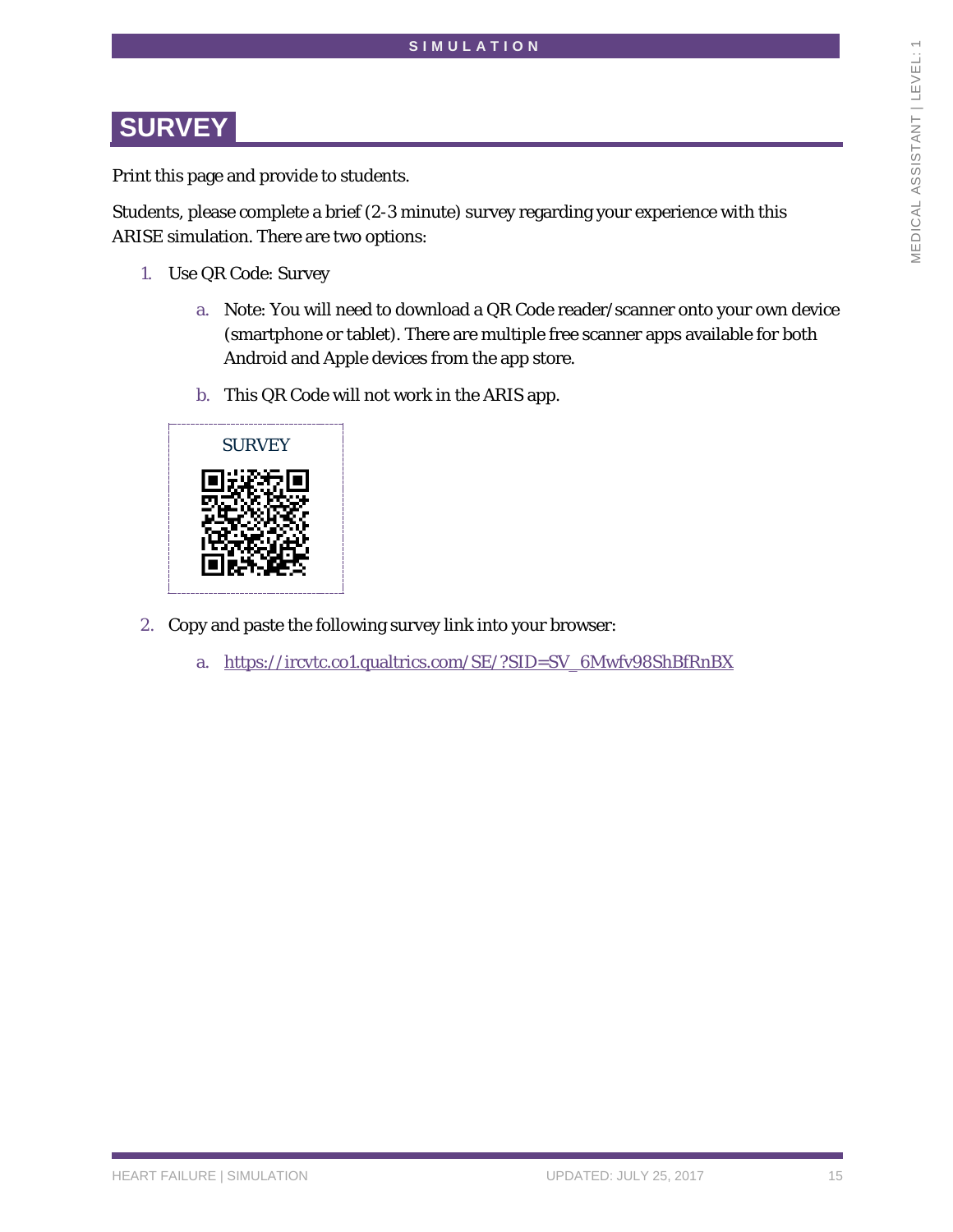# SURVEY

Print this page and provide to students.

Students, please complete a brief (2-3 minute) survey regarding your experience with this ARISE simulation. There are two options:

1. Use QR Code: Survey
   a. Note: You will need to download a QR Code reader/scanner onto your own device (smartphone or tablet). There are multiple free scanner apps available for both Android and Apple devices from the app store.
   b. This QR Code will not work in the ARIS app.

SURVEY

2. Copy and paste the following survey link into your browser:
   a. https://ircvtc.co1.qualtrics.com/SE/?SID=SV_6Mwfv98ShBfRnBX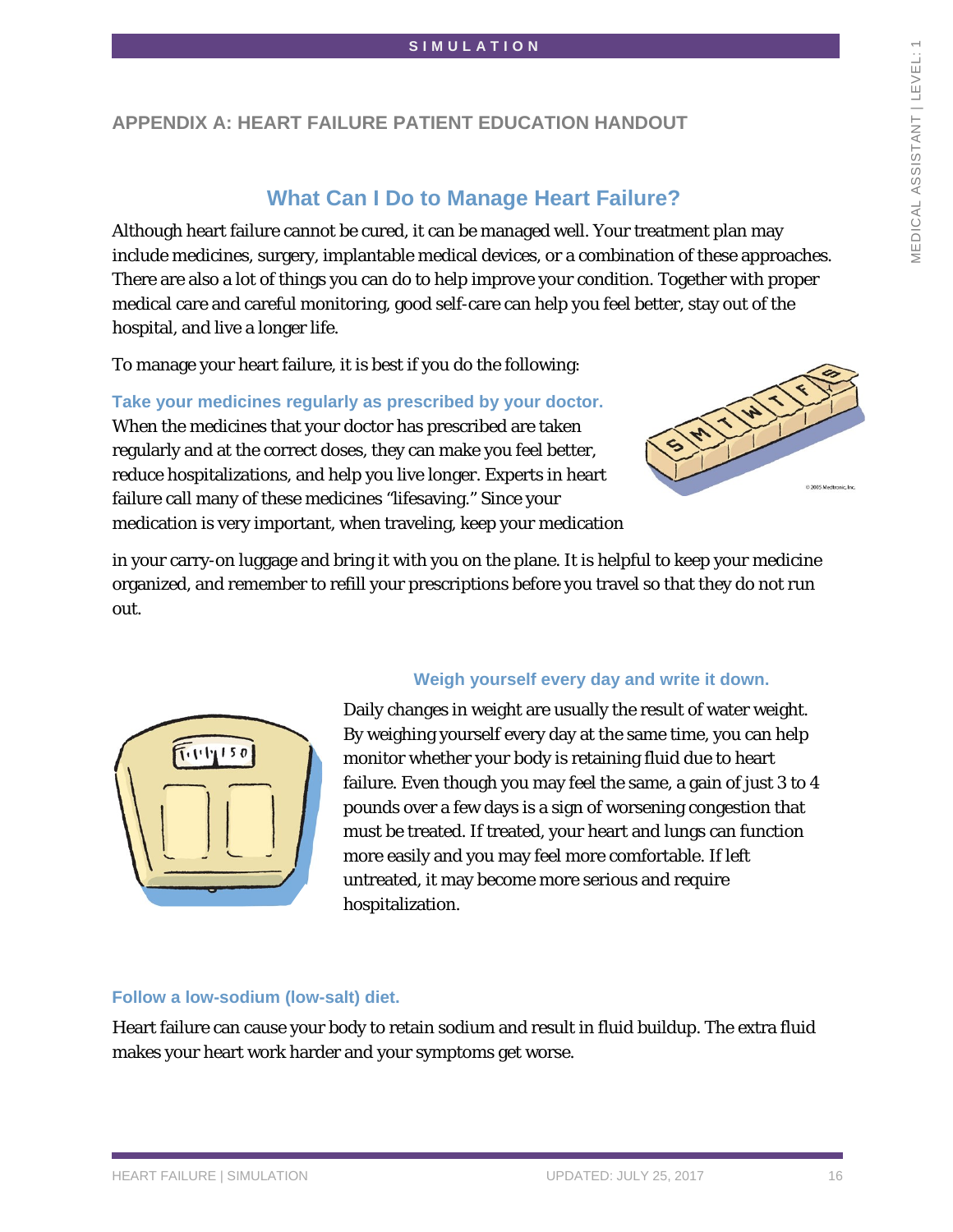## APPENDIX A: HEART FAILURE PATIENT EDUCATION HANDOUT

# What Can I Do to Manage Heart Failure?

Although heart failure cannot be cured, it can be managed well. Your treatment plan may include medicines, surgery, implantable medical devices, or a combination of these approaches. There are also a lot of things you can do to help improve your condition. Together with proper medical care and careful monitoring, good self-care can help you feel better, stay out of the hospital, and live a longer life.

To manage your heart failure, it is best if you do the following:

### Take your medicines regularly as prescribed by your doctor.

When the medicines that your doctor has prescribed are taken regularly and at the correct doses, they can make you feel better, reduce hospitalizations, and help you live longer. Experts in heart failure call many of these medicines "lifesaving." Since your medication is very important, when traveling, keep your medication in your carry-on luggage and bring it with you on the plane. It is helpful to keep your medicine organized, and remember to refill your prescriptions before you travel so that they do not run out.

### Weigh yourself every day and write it down.

Daily changes in weight are usually the result of water weight. By weighing yourself every day at the same time, you can help monitor whether your body is retaining fluid due to heart failure. Even though you may feel the same, a gain of just 3 to 4 pounds over a few days is a sign of worsening congestion that must be treated. If treated, your heart and lungs can function more easily and you may feel more comfortable. If left untreated, it may become more serious and require hospitalization.

### Follow a low-sodium (low-salt) diet.

Heart failure can cause your body to retain sodium and result in fluid buildup. The extra fluid makes your heart work harder and your symptoms get worse.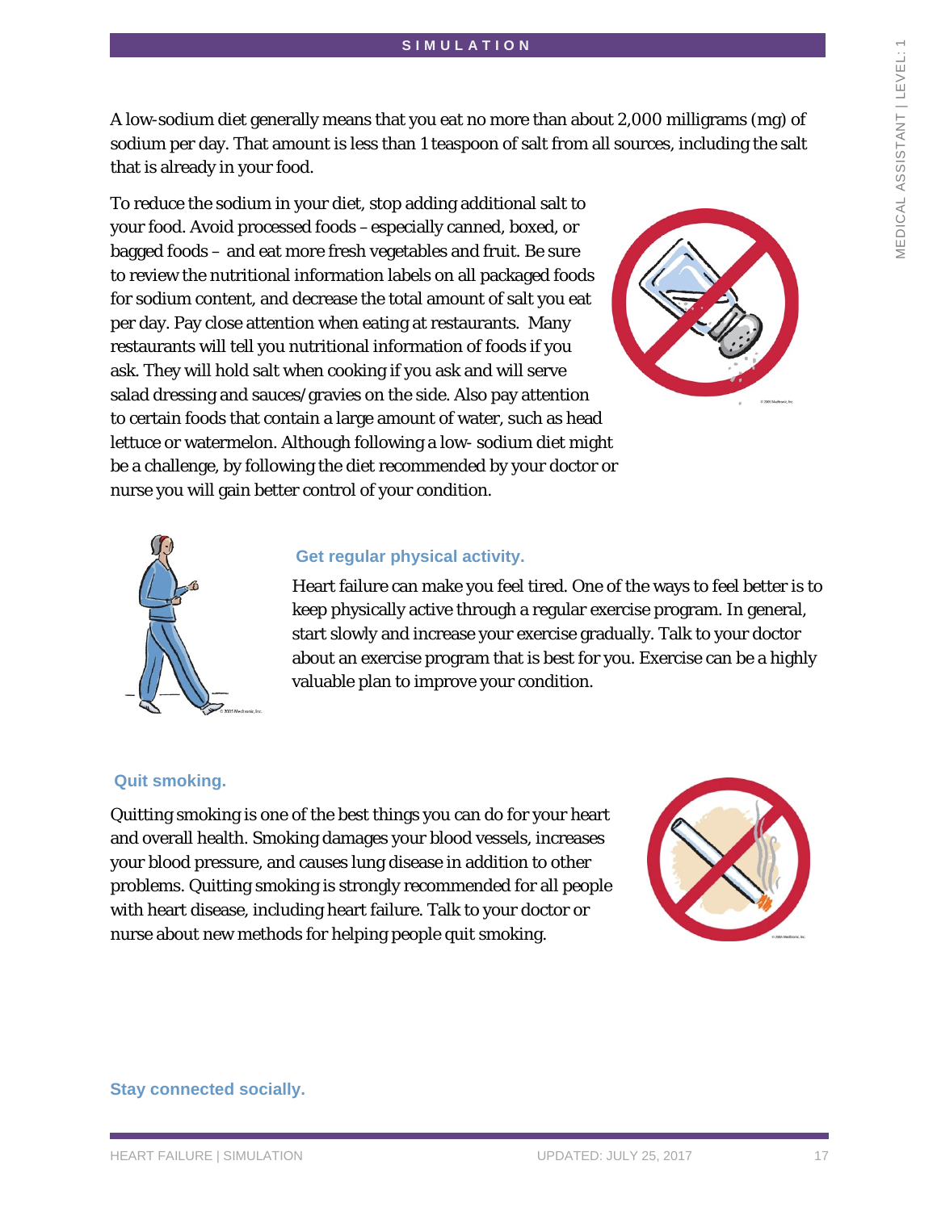A low-sodium diet generally means that you eat no more than about 2,000 milligrams (mg) of sodium per day. That amount is less than 1 teaspoon of salt from all sources, including the salt that is already in your food.

To reduce the sodium in your diet, stop adding additional salt to your food. Avoid processed foods – especially canned, boxed, or bagged foods – and eat more fresh vegetables and fruit. Be sure to review the nutritional information labels on all packaged foods for sodium content, and decrease the total amount of salt you eat per day. Pay close attention when eating at restaurants. Many restaurants will tell you nutritional information of foods if you ask. They will hold salt when cooking if you ask and will serve salad dressing and sauces/gravies on the side. Also pay attention to certain foods that contain a large amount of water, such as head lettuce or watermelon. Although following a low- sodium diet might be a challenge, by following the diet recommended by your doctor or nurse you will gain better control of your condition.

### Get regular physical activity.

Heart failure can make you feel tired. One of the ways to feel better is to keep physically active through a regular exercise program. In general, start slowly and increase your exercise gradually. Talk to your doctor about an exercise program that is best for you. Exercise can be a highly valuable plan to improve your condition.

### Quit smoking.

Quitting smoking is one of the best things you can do for your heart and overall health. Smoking damages your blood vessels, increases your blood pressure, and causes lung disease in addition to other problems. Quitting smoking is strongly recommended for all people with heart disease, including heart failure. Talk to your doctor or nurse about new methods for helping people quit smoking.

### Stay connected socially.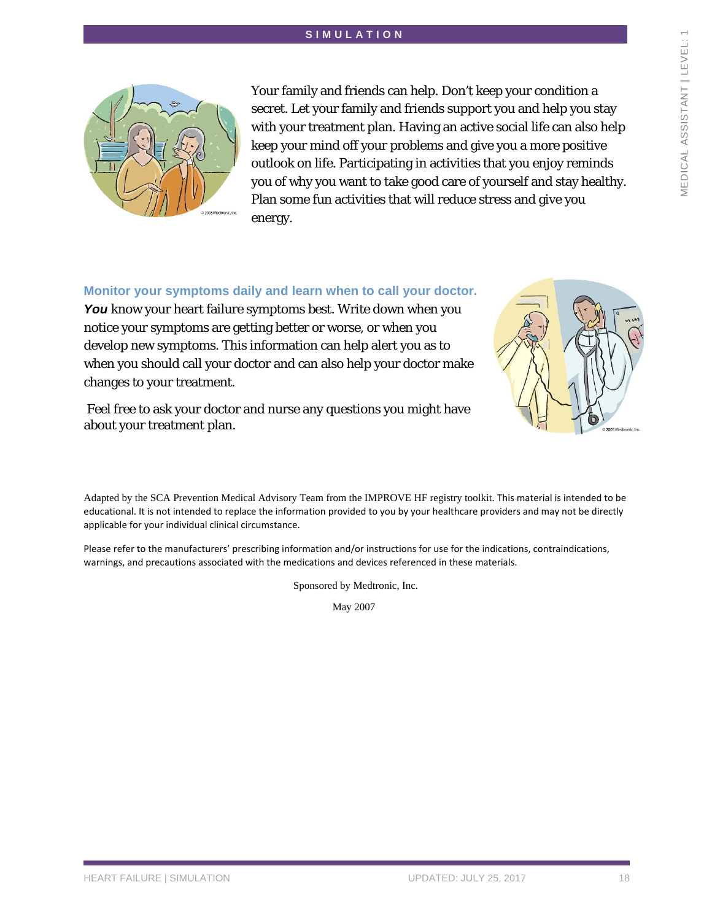Your family and friends can help. Don't keep your condition a secret. Let your family and friends support you and help you stay with your treatment plan. Having an active social life can also help keep your mind off your problems and give you a more positive outlook on life. Participating in activities that you enjoy reminds you of why you want to take good care of yourself and stay healthy. Plan some fun activities that will reduce stress and give you energy.

### Monitor your symptoms daily and learn when to call your doctor.

***You*** know your heart failure symptoms best. Write down when you notice your symptoms are getting better or worse, or when you develop new symptoms. This information can help alert you as to when you should call your doctor and can also help your doctor make changes to your treatment.

Feel free to ask your doctor and nurse any questions you might have about your treatment plan.

Adapted by the SCA Prevention Medical Advisory Team from the IMPROVE HF registry toolkit. This material is intended to be educational. It is not intended to replace the information provided to you by your healthcare providers and may not be directly applicable for your individual clinical circumstance.

Please refer to the manufacturers' prescribing information and/or instructions for use for the indications, contraindications, warnings, and precautions associated with the medications and devices referenced in these materials.

Sponsored by Medtronic, Inc.

May 2007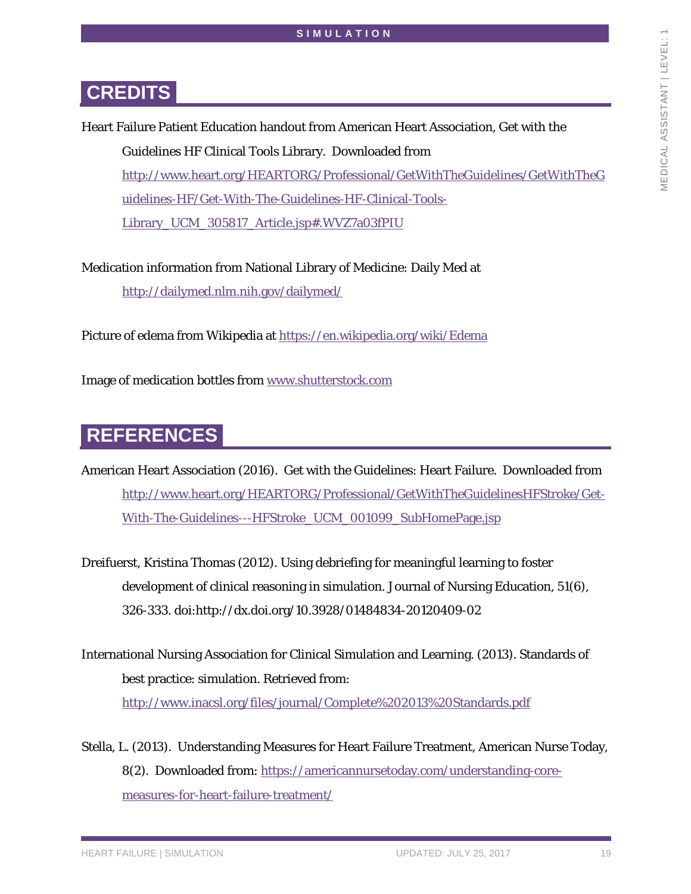## CREDITS

Heart Failure Patient Education handout from American Heart Association, Get with the Guidelines HF Clinical Tools Library. Downloaded from http://www.heart.org/HEARTORG/Professional/GetWithTheGuidelines/GetWithTheGuidelines-HF/Get-With-The-Guidelines-HF-Clinical-Tools-Library_UCM_305817_Article.jsp#.WVZ7a03fPIU

Medication information from National Library of Medicine: Daily Med at http://dailymed.nlm.nih.gov/dailymed/

Picture of edema from Wikipedia at https://en.wikipedia.org/wiki/Edema

Image of medication bottles from www.shutterstock.com

## REFERENCES

American Heart Association (2016). Get with the Guidelines: Heart Failure. Downloaded from http://www.heart.org/HEARTORG/Professional/GetWithTheGuidelinesHFStroke/Get-With-The-Guidelines---HFStroke_UCM_001099_SubHomePage.jsp

Dreifuerst, Kristina Thomas (2012). Using debriefing for meaningful learning to foster development of clinical reasoning in simulation. Journal of Nursing Education, 51(6), 326-333. doi:http://dx.doi.org/10.3928/01484834-20120409-02

International Nursing Association for Clinical Simulation and Learning. (2013). Standards of best practice: simulation. Retrieved from: http://www.inacsl.org/files/journal/Complete%202013%20Standards.pdf

Stella, L. (2013). Understanding Measures for Heart Failure Treatment, American Nurse Today, 8(2). Downloaded from: https://americannursetoday.com/understanding-core-measures-for-heart-failure-treatment/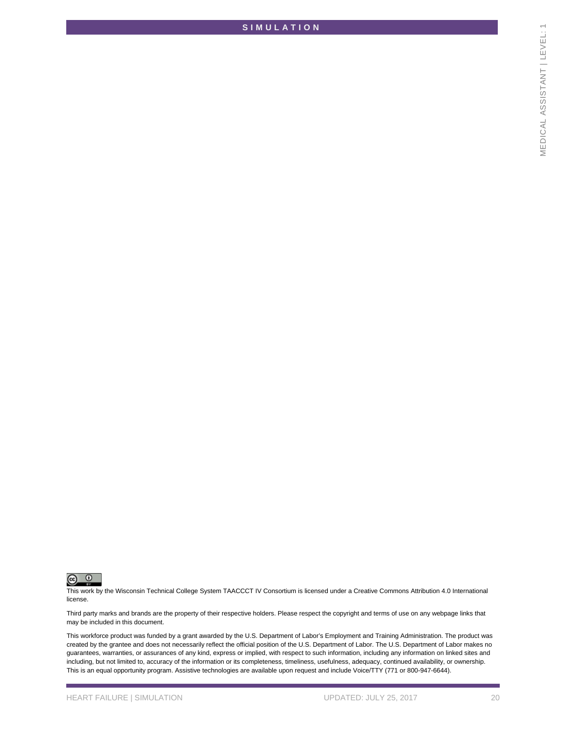This work by the Wisconsin Technical College System TAACCCT IV Consortium is licensed under a Creative Commons Attribution 4.0 International license.

Third party marks and brands are the property of their respective holders. Please respect the copyright and terms of use on any webpage links that may be included in this document.

This workforce product was funded by a grant awarded by the U.S. Department of Labor's Employment and Training Administration. The product was created by the grantee and does not necessarily reflect the official position of the U.S. Department of Labor. The U.S. Department of Labor makes no guarantees, warranties, or assurances of any kind, express or implied, with respect to such information, including any information on linked sites and including, but not limited to, accuracy of the information or its completeness, timeliness, usefulness, adequacy, continued availability, or ownership. This is an equal opportunity program. Assistive technologies are available upon request and include Voice/TTY (771 or 800-947-6644).